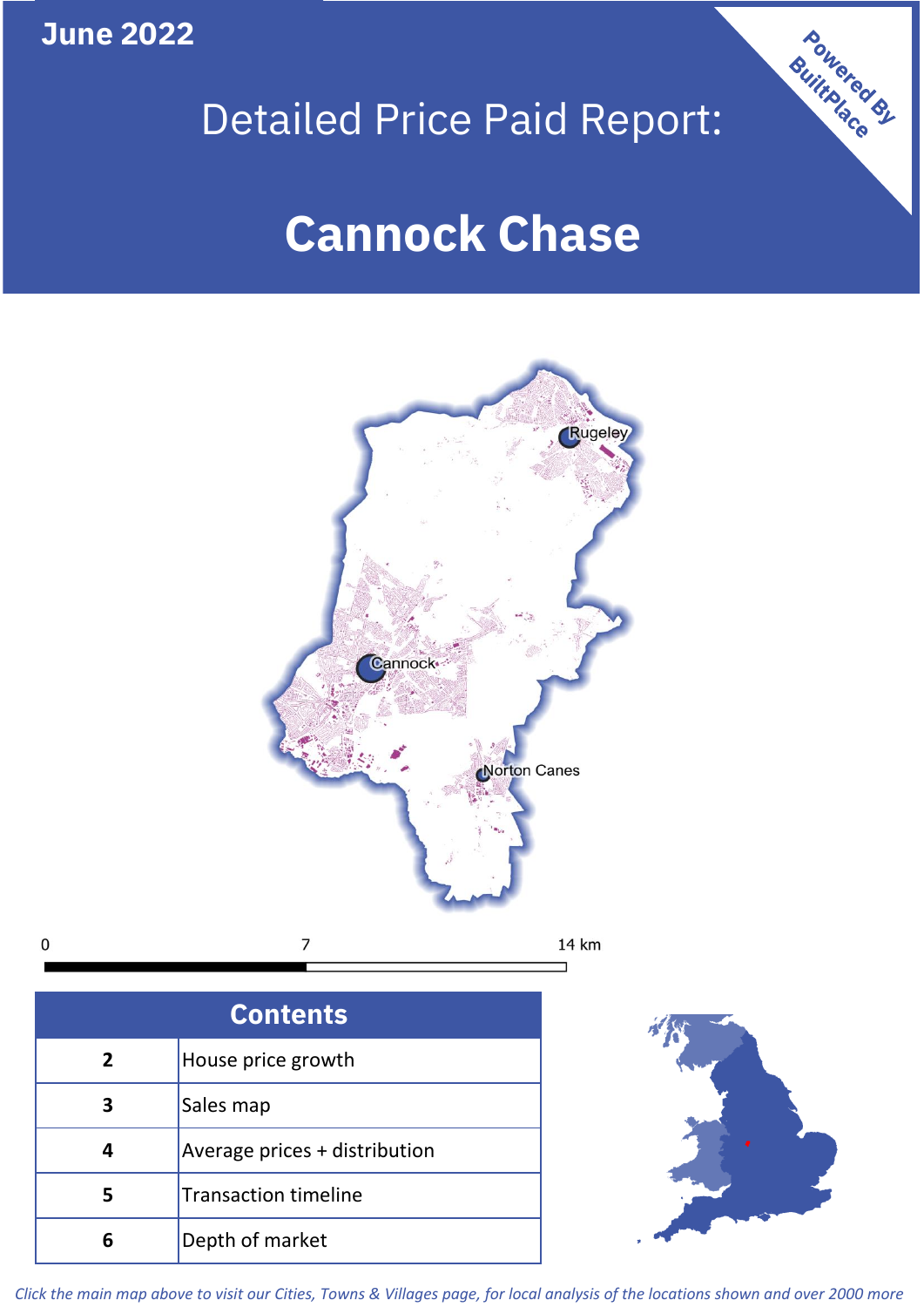June 2022

# Detailed Price Paid Report:

# Cannock Chase

Powered By BuiltPlace

Rugeley

Cannock

Norton Canes

0 7 14 km

| Contents | |
|---|---|
| 2 | House price growth |
| 3 | Sales map |
| 4 | Average prices + distribution |
| 5 | Transaction timeline |
| 6 | Depth of market |

*Click the main map above to visit our Cities, Towns & Villages page, for local analysis of the locations shown and over 2000 more*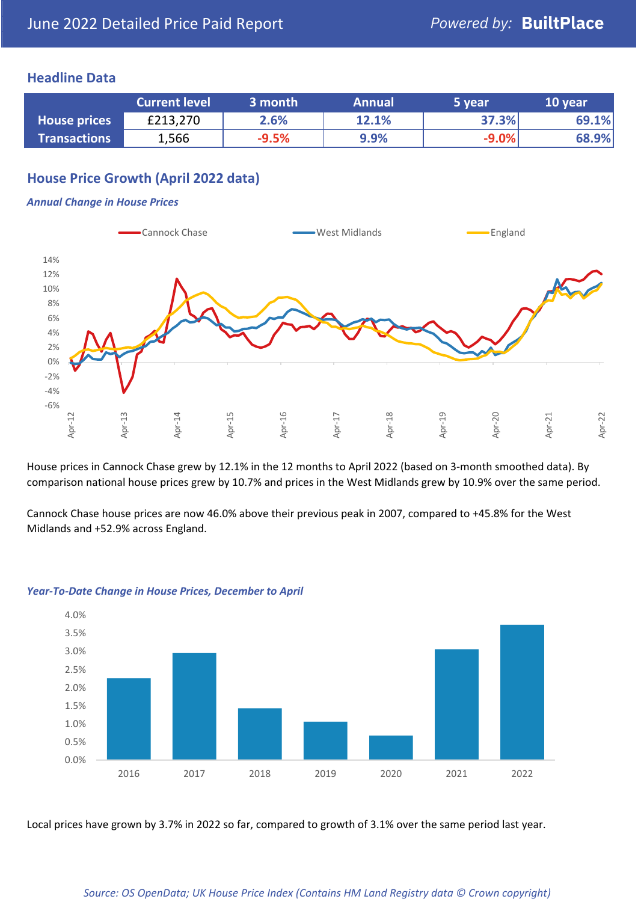June 2022 Detailed Price Paid Report

*Powered by:* **BuiltPlace**

## Headline Data

| | Current level | 3 month | Annual | 5 year | 10 year |
|---|---|---|---|---|---|
| **House prices** | £213,270 | 2.6% | 12.1% | 37.3% | 69.1% |
| **Transactions** | 1,566 | -9.5% | 9.9% | -9.0% | 68.9% |

## House Price Growth (April 2022 data)

***Annual Change in House Prices***

House prices in Cannock Chase grew by 12.1% in the 12 months to April 2022 (based on 3-month smoothed data). By comparison national house prices grew by 10.7% and prices in the West Midlands grew by 10.9% over the same period.

Cannock Chase house prices are now 46.0% above their previous peak in 2007, compared to +45.8% for the West Midlands and +52.9% across England.

***Year-To-Date Change in House Prices, December to April***

Local prices have grown by 3.7% in 2022 so far, compared to growth of 3.1% over the same period last year.

*Source: OS OpenData; UK House Price Index (Contains HM Land Registry data © Crown copyright)*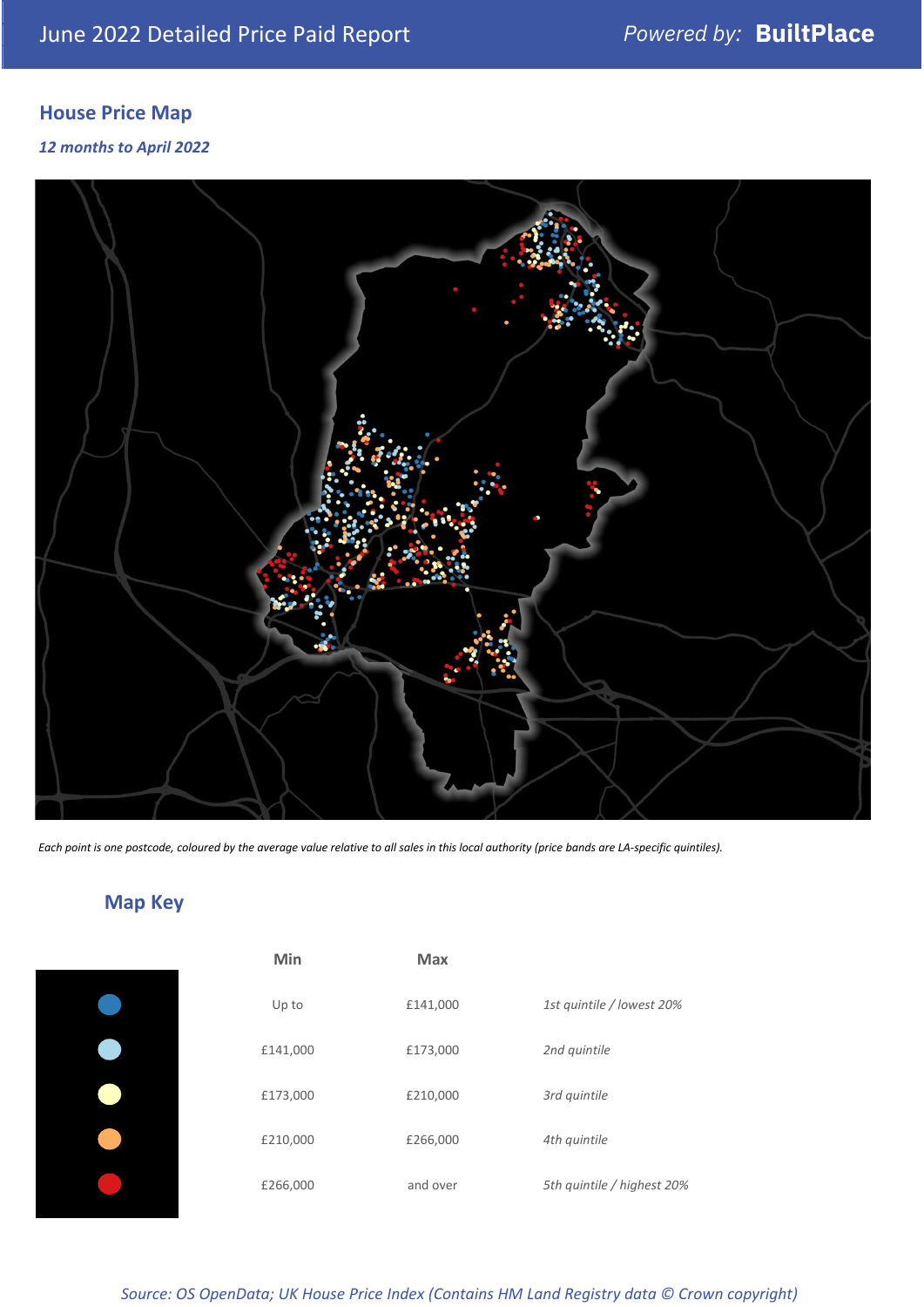# June 2022 Detailed Price Paid Report

Powered by: **BuiltPlace**

## House Price Map

*12 months to April 2022*

*Each point is one postcode, coloured by the average value relative to all sales in this local authority (price bands are LA-specific quintiles).*

## Map Key

| | Min | Max | |
|---|---|---|---|
| ● (dark blue) | Up to | £141,000 | *1st quintile / lowest 20%* |
| ● (light blue) | £141,000 | £173,000 | *2nd quintile* |
| ● (pale yellow) | £173,000 | £210,000 | *3rd quintile* |
| ● (orange) | £210,000 | £266,000 | *4th quintile* |
| ● (red) | £266,000 | and over | *5th quintile / highest 20%* |

*Source: OS OpenData; UK House Price Index (Contains HM Land Registry data © Crown copyright)*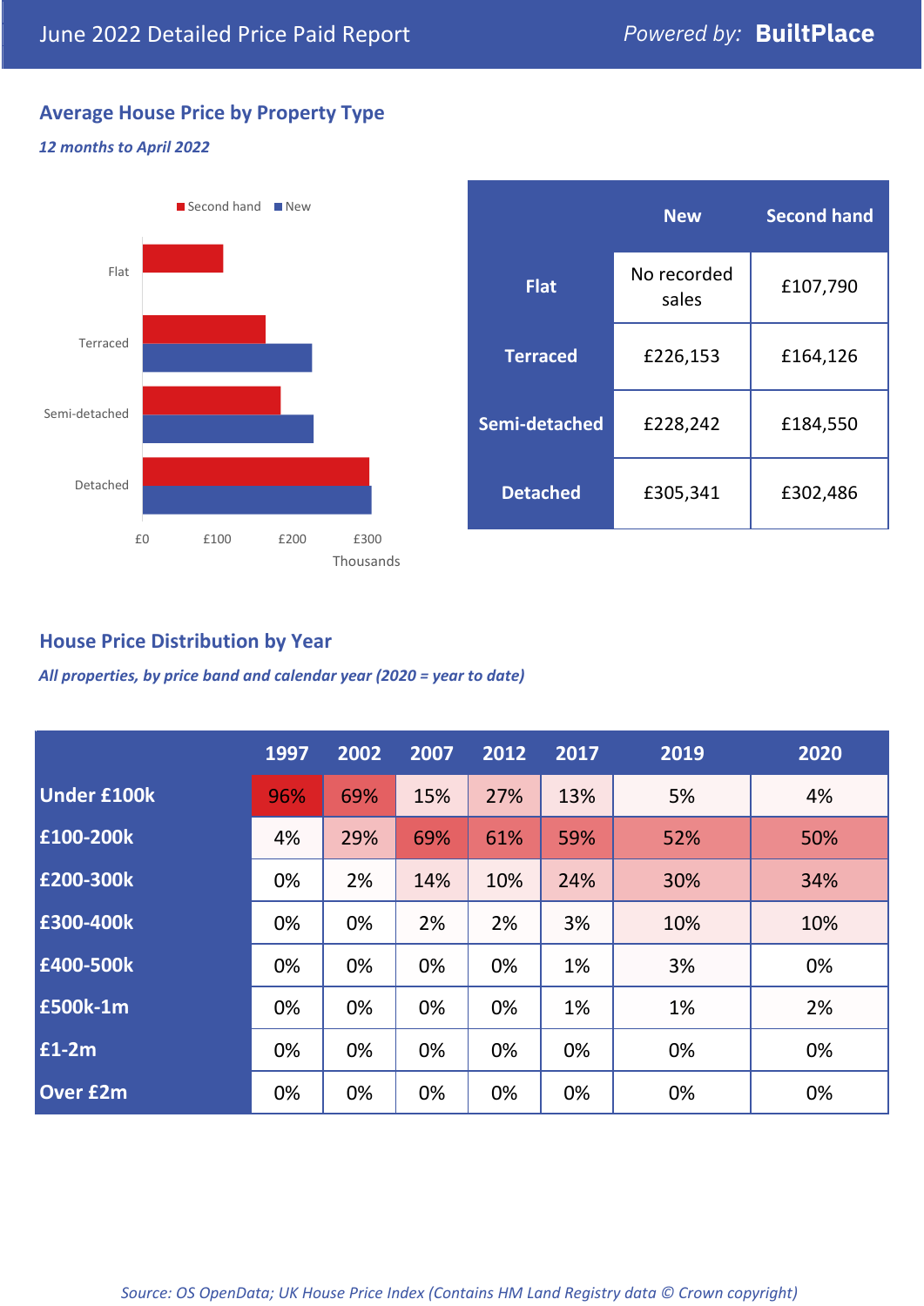June 2022 Detailed Price Paid Report

*Powered by:* **BuiltPlace**

## Average House Price by Property Type

***12 months to April 2022***

|  | New | Second hand |
|---|---|---|
| **Flat** | No recorded sales | £107,790 |
| **Terraced** | £226,153 | £164,126 |
| **Semi-detached** | £228,242 | £184,550 |
| **Detached** | £305,341 | £302,486 |

## House Price Distribution by Year

***All properties, by price band and calendar year (2020 = year to date)***

|  | 1997 | 2002 | 2007 | 2012 | 2017 | 2019 | 2020 |
|---|---|---|---|---|---|---|---|
| **Under £100k** | 96% | 69% | 15% | 27% | 13% | 5% | 4% |
| **£100-200k** | 4% | 29% | 69% | 61% | 59% | 52% | 50% |
| **£200-300k** | 0% | 2% | 14% | 10% | 24% | 30% | 34% |
| **£300-400k** | 0% | 0% | 2% | 2% | 3% | 10% | 10% |
| **£400-500k** | 0% | 0% | 0% | 0% | 1% | 3% | 0% |
| **£500k-1m** | 0% | 0% | 0% | 0% | 1% | 1% | 2% |
| **£1-2m** | 0% | 0% | 0% | 0% | 0% | 0% | 0% |
| **Over £2m** | 0% | 0% | 0% | 0% | 0% | 0% | 0% |

*Source: OS OpenData; UK House Price Index (Contains HM Land Registry data © Crown copyright)*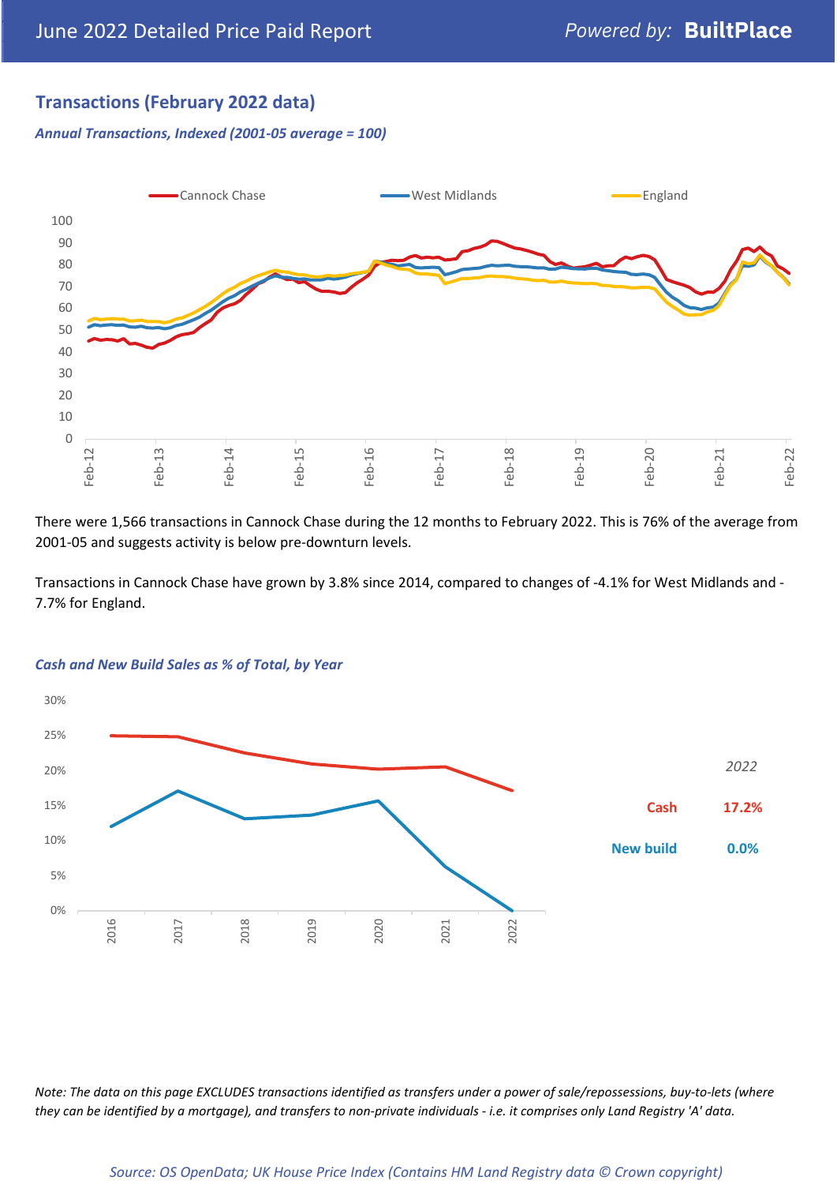## Transactions (February 2022 data)

*Annual Transactions, Indexed (2001-05 average = 100)*

There were 1,566 transactions in Cannock Chase during the 12 months to February 2022. This is 76% of the average from 2001-05 and suggests activity is below pre-downturn levels.

Transactions in Cannock Chase have grown by 3.8% since 2014, compared to changes of -4.1% for West Midlands and -7.7% for England.

*Cash and New Build Sales as % of Total, by Year*

| 2022 | |
|---|---|
| Cash | 17.2% |
| New build | 0.0% |

*Note: The data on this page EXCLUDES transactions identified as transfers under a power of sale/repossessions, buy-to-lets (where they can be identified by a mortgage), and transfers to non-private individuals - i.e. it comprises only Land Registry 'A' data.*

*Source: OS OpenData; UK House Price Index (Contains HM Land Registry data © Crown copyright)*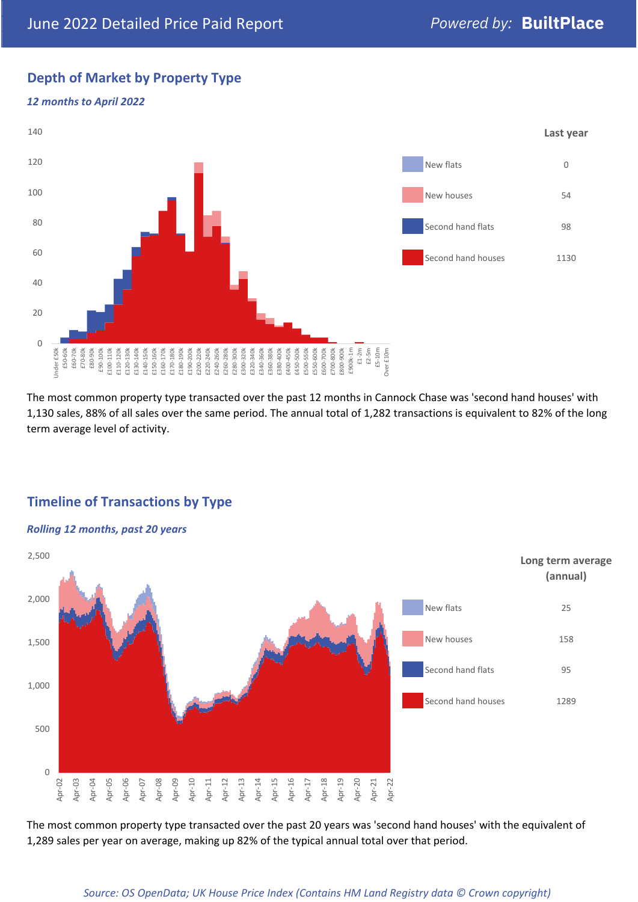June 2022 Detailed Price Paid Report

*Powered by:* **BuiltPlace**

## Depth of Market by Property Type

***12 months to April 2022***

140
120
100
80
60
40
20
0

Under £50k, £50-60k, £60-70k, £70-80k, £80-90k, £90-100k, £100-110k, £110-120k, £120-130k, £130-140k, £140-150k, £150-160k, £160-170k, £170-180k, £180-190k, £190-200k, £200-220k, £220-240k, £240-260k, £260-280k, £280-300k, £300-320k, £320-340k, £340-360k, £360-380k, £380-400k, £400-450k, £450-500k, £500-550k, £550-600k, £600-700k, £700-800k, £800-900k, £900k-1m, £1-2m, £2-5m, £5-10m, Over £10m

Last year

New flats 0
New houses 54
Second hand flats 98
Second hand houses 1130

The most common property type transacted over the past 12 months in Cannock Chase was 'second hand houses' with 1,130 sales, 88% of all sales over the same period. The annual total of 1,282 transactions is equivalent to 82% of the long term average level of activity.

## Timeline of Transactions by Type

***Rolling 12 months, past 20 years***

2,500
2,000
1,500
1,000
500
0

Apr-02, Apr-03, Apr-04, Apr-05, Apr-06, Apr-07, Apr-08, Apr-09, Apr-10, Apr-11, Apr-12, Apr-13, Apr-14, Apr-15, Apr-16, Apr-17, Apr-18, Apr-19, Apr-20, Apr-21, Apr-22

Long term average (annual)

New flats 25
New houses 158
Second hand flats 95
Second hand houses 1289

The most common property type transacted over the past 20 years was 'second hand houses' with the equivalent of 1,289 sales per year on average, making up 82% of the typical annual total over that period.

*Source: OS OpenData; UK House Price Index (Contains HM Land Registry data © Crown copyright)*